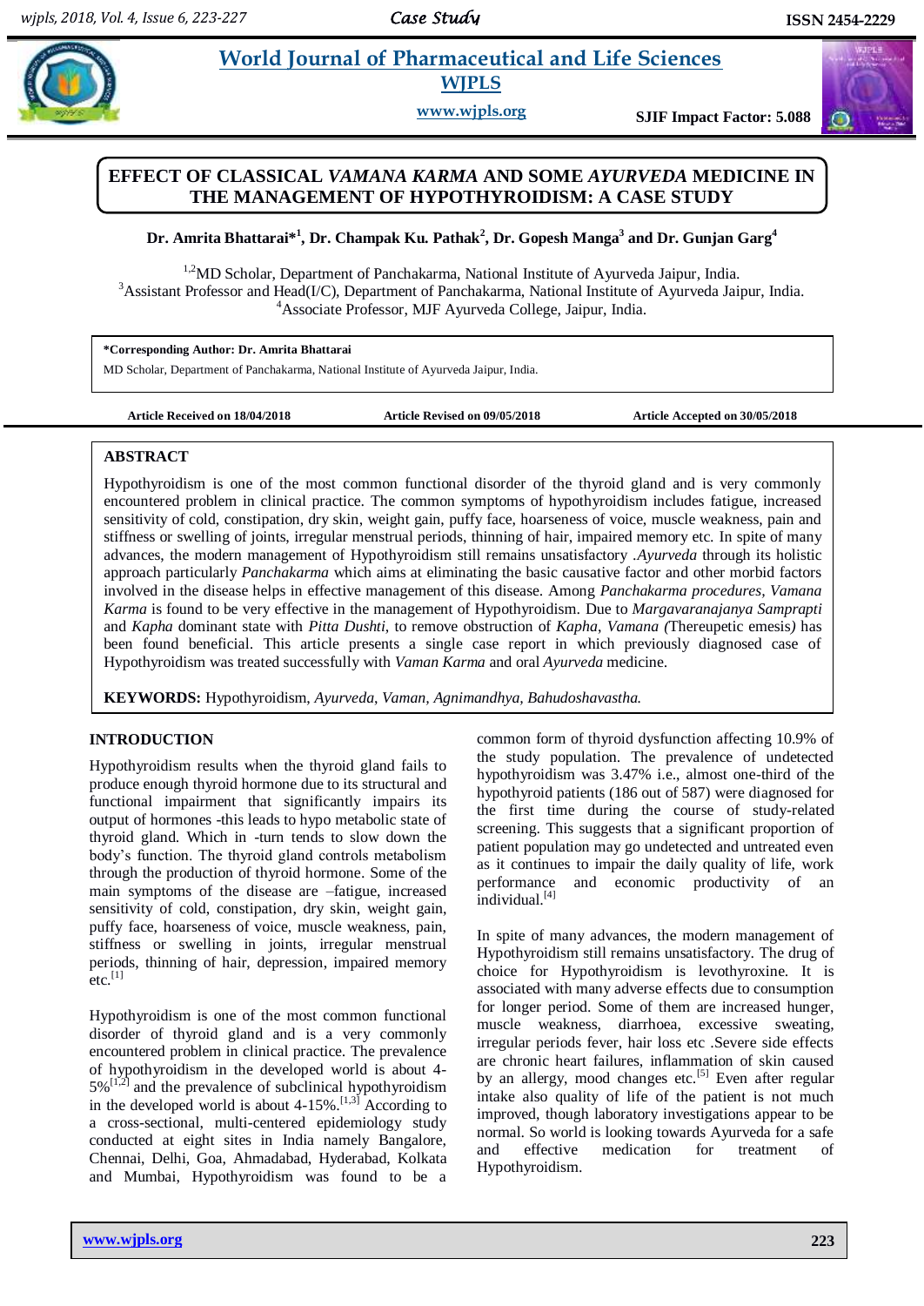# EFFECT OF CLASSICAL *VAMANA KARMA* AND SOME *AYURVEDA* MEDICINE IN THE MANAGEMENT OF HYPOTHYROIDISM: A CASE STUDY

**Dr. Amrita Bhattarai*[1], Dr. Champak Ku. Pathak[2], Dr. Gopesh Manga[3] and Dr. Gunjan Garg[4]**

[1,2]MD Scholar, Department of Panchakarma, National Institute of Ayurveda Jaipur, India.
[3]Assistant Professor and Head(I/C), Department of Panchakarma, National Institute of Ayurveda Jaipur, India.
[4]Associate Professor, MJF Ayurveda College, Jaipur, India.

**\*Corresponding Author: Dr. Amrita Bhattarai**
MD Scholar, Department of Panchakarma, National Institute of Ayurveda Jaipur, India.

**Article Received on 18/04/2018** **Article Revised on 09/05/2018** **Article Accepted on 30/05/2018**

## ABSTRACT

Hypothyroidism is one of the most common functional disorder of the thyroid gland and is very commonly encountered problem in clinical practice. The common symptoms of hypothyroidism includes fatigue, increased sensitivity of cold, constipation, dry skin, weight gain, puffy face, hoarseness of voice, muscle weakness, pain and stiffness or swelling of joints, irregular menstrual periods, thinning of hair, impaired memory etc. In spite of many advances, the modern management of Hypothyroidism still remains unsatisfactory .*Ayurveda* through its holistic approach particularly *Panchakarma* which aims at eliminating the basic causative factor and other morbid factors involved in the disease helps in effective management of this disease. Among *Panchakarma procedures*, *Vamana Karma* is found to be very effective in the management of Hypothyroidism. Due to *Margavaranajanya Samprapti* and *Kapha* dominant state with *Pitta Dushti*, to remove obstruction of *Kapha*, *Vamana (*Thereupetic emesis*)* has been found beneficial. This article presents a single case report in which previously diagnosed case of Hypothyroidism was treated successfully with *Vaman Karma* and oral *Ayurveda* medicine.

**KEYWORDS:** Hypothyroidism, *Ayurveda*, *Vaman, Agnimandhya, Bahudoshavastha.*

## INTRODUCTION

Hypothyroidism results when the thyroid gland fails to produce enough thyroid hormone due to its structural and functional impairment that significantly impairs its output of hormones -this leads to hypo metabolic state of thyroid gland. Which in -turn tends to slow down the body's function. The thyroid gland controls metabolism through the production of thyroid hormone. Some of the main symptoms of the disease are –fatigue, increased sensitivity of cold, constipation, dry skin, weight gain, puffy face, hoarseness of voice, muscle weakness, pain, stiffness or swelling in joints, irregular menstrual periods, thinning of hair, depression, impaired memory etc.[1]

Hypothyroidism is one of the most common functional disorder of thyroid gland and is a very commonly encountered problem in clinical practice. The prevalence of hypothyroidism in the developed world is about 4-5%[1,2] and the prevalence of subclinical hypothyroidism in the developed world is about 4-15%.[1,3] According to a cross-sectional, multi-centered epidemiology study conducted at eight sites in India namely Bangalore, Chennai, Delhi, Goa, Ahmadabad, Hyderabad, Kolkata and Mumbai, Hypothyroidism was found to be a common form of thyroid dysfunction affecting 10.9% of the study population. The prevalence of undetected hypothyroidism was 3.47% i.e., almost one-third of the hypothyroid patients (186 out of 587) were diagnosed for the first time during the course of study-related screening. This suggests that a significant proportion of patient population may go undetected and untreated even as it continues to impair the daily quality of life, work performance and economic productivity of an individual.[4]

In spite of many advances, the modern management of Hypothyroidism still remains unsatisfactory. The drug of choice for Hypothyroidism is levothyroxine. It is associated with many adverse effects due to consumption for longer period. Some of them are increased hunger, muscle weakness, diarrhoea, excessive sweating, irregular periods fever, hair loss etc .Severe side effects are chronic heart failures, inflammation of skin caused by an allergy, mood changes etc.[5] Even after regular intake also quality of life of the patient is not much improved, though laboratory investigations appear to be normal. So world is looking towards Ayurveda for a safe and effective medication for treatment of Hypothyroidism.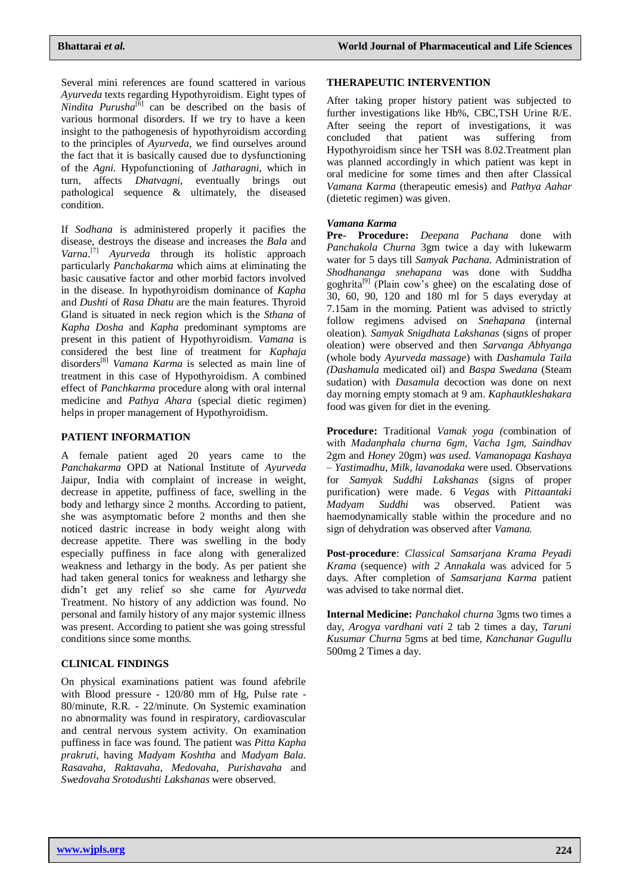Several mini references are found scattered in various *Ayurveda* texts regarding Hypothyroidism. Eight types of *Nindita Purusha*[6] can be described on the basis of various hormonal disorders. If we try to have a keen insight to the pathogenesis of hypothyroidism according to the principles of *Ayurveda*, we find ourselves around the fact that it is basically caused due to dysfunctioning of the *Agni*. Hypofunctioning of *Jatharagni*, which in turn, affects *Dhatvagni*, eventually brings out pathological sequence & ultimately, the diseased condition.

If *Sodhana* is administered properly it pacifies the disease, destroys the disease and increases the *Bala* and *Varna*.[7] *Ayurveda* through its holistic approach particularly *Panchakarma* which aims at eliminating the basic causative factor and other morbid factors involved in the disease. In hypothyroidism dominance of *Kapha* and *Dushti* of *Rasa Dhatu* are the main features. Thyroid Gland is situated in neck region which is the *Sthana* of *Kapha Dosha* and *Kapha* predominant symptoms are present in this patient of Hypothyroidism. *Vamana* is considered the best line of treatment for *Kaphaja* disorders[8] *Vamana Karma* is selected as main line of treatment in this case of Hypothyroidism. A combined effect of *Panchkarma* procedure along with oral internal medicine and *Pathya Ahara* (special dietic regimen) helps in proper management of Hypothyroidism.

## PATIENT INFORMATION

A female patient aged 20 years came to the *Panchakarma* OPD at National Institute of *Ayurveda* Jaipur, India with complaint of increase in weight, decrease in appetite, puffiness of face, swelling in the body and lethargy since 2 months. According to patient, she was asymptomatic before 2 months and then she noticed dastric increase in body weight along with decrease appetite. There was swelling in the body especially puffiness in face along with generalized weakness and lethargy in the body. As per patient she had taken general tonics for weakness and lethargy she didn't get any relief so she came for *Ayurveda* Treatment. No history of any addiction was found. No personal and family history of any major systemic illness was present. According to patient she was going stressful conditions since some months.

## CLINICAL FINDINGS

On physical examinations patient was found afebrile with Blood pressure - 120/80 mm of Hg, Pulse rate - 80/minute, R.R. - 22/minute. On Systemic examination no abnormality was found in respiratory, cardiovascular and central nervous system activity. On examination puffiness in face was found. The patient was *Pitta Kapha prakruti,* having *Madyam Koshtha* and *Madyam Bala. Rasavaha, Raktavaha, Medovaha, Purishavaha* and *Swedovaha Srotodushti Lakshanas* were observed.

## THERAPEUTIC INTERVENTION

After taking proper history patient was subjected to further investigations like Hb%, CBC,TSH Urine R/E. After seeing the report of investigations, it was concluded that patient was suffering from Hypothyroidism since her TSH was 8.02.Treatment plan was planned accordingly in which patient was kept in oral medicine for some times and then after Classical *Vamana Karma* (therapeutic emesis) and *Pathya Aahar* (dietetic regimen) was given.

### *Vamana Karma*

**Pre- Procedure:** *Deepana Pachana* done with *Panchakola Churna* 3gm twice a day with lukewarm water for 5 days till *Samyak Pachana.* Administration of *Shodhananga snehapana* was done with Suddha goghrita[9] (Plain cow's ghee) on the escalating dose of 30, 60, 90, 120 and 180 ml for 5 days everyday at 7.15am in the morning. Patient was advised to strictly follow regimens advised on *Snehapana* (internal oleation). *Samyak Snigdhata Lakshanas* (signs of proper oleation) were observed and then *Sarvanga Abhyanga* (whole body *Ayurveda massage*) with *Dashamula Taila (Dashamula* medicated oil) and *Baspa Swedana* (Steam sudation) with *Dasamula* decoction was done on next day morning empty stomach at 9 am. *Kaphautkleshakara* food was given for diet in the evening.

**Procedure:** Traditional *Vamak yoga (*combination of with *Madanphala churna 6gm, Vacha 1gm, Saindhav* 2gm and *Honey* 20gm) *was used. Vamanopaga Kashaya – Yastimadhu, Milk, lavanodaka* were used. Observations for *Samyak Suddhi Lakshanas* (signs of proper purification) were made. 6 *Vegas* with *Pittaantaki Madyam Suddhi* was observed. Patient was haemodynamically stable within the procedure and no sign of dehydration was observed after *Vamana.*

**Post-procedure**: *Classical Samsarjana Krama Peyadi Krama* (sequence) *with 2 Annakala* was adviced for 5 days. After completion of *Samsarjana Karma* patient was advised to take normal diet.

**Internal Medicine:** *Panchakol churna* 3gms two times a day, *Arogya vardhani vati* 2 tab 2 times a day, *Taruni Kusumar Churna* 5gms at bed time, *Kanchanar Gugullu* 500mg 2 Times a day.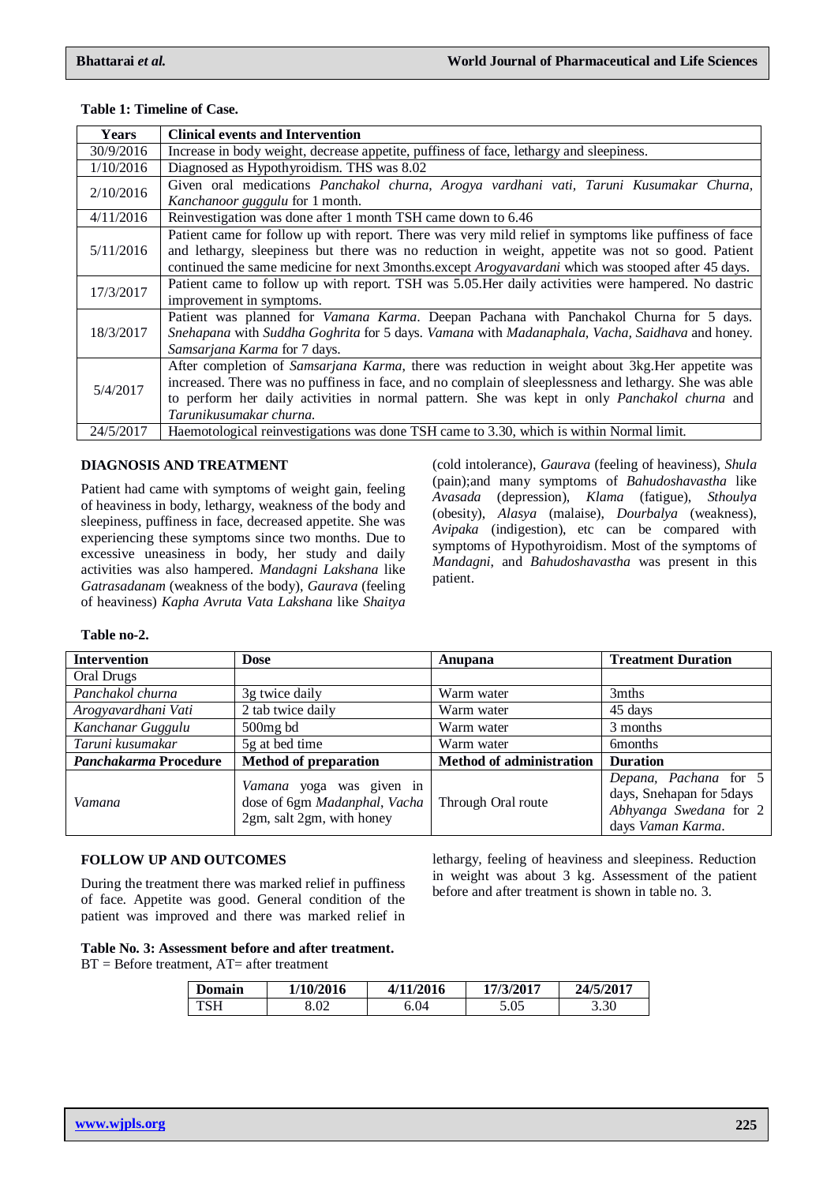**Table 1: Timeline of Case.**

| Years | Clinical events and Intervention |
|---|---|
| 30/9/2016 | Increase in body weight, decrease appetite, puffiness of face, lethargy and sleepiness. |
| 1/10/2016 | Diagnosed as Hypothyroidism. THS was 8.02 |
| 2/10/2016 | Given oral medications *Panchakol churna, Arogya vardhani vati, Taruni Kusumakar Churna, Kanchanoor guggulu* for 1 month. |
| 4/11/2016 | Reinvestigation was done after 1 month TSH came down to 6.46 |
| 5/11/2016 | Patient came for follow up with report. There was very mild relief in symptoms like puffiness of face and lethargy, sleepiness but there was no reduction in weight, appetite was not so good. Patient continued the same medicine for next 3months.except *Arogyavardani* which was stooped after 45 days. |
| 17/3/2017 | Patient came to follow up with report. TSH was 5.05.Her daily activities were hampered. No dastric improvement in symptoms. |
| 18/3/2017 | Patient was planned for *Vamana Karma*. Deepan Pachana with Panchakol Churna for 5 days. *Snehapana* with *Suddha Goghrita* for 5 days. *Vamana* with *Madanaphala, Vacha, Saidhava* and honey. *Samsarjana Karma* for 7 days. |
| 5/4/2017 | After completion of *Samsarjana Karma*, there was reduction in weight about 3kg.Her appetite was increased. There was no puffiness in face, and no complain of sleeplessness and lethargy. She was able to perform her daily activities in normal pattern. She was kept in only *Panchakol churna* and *Tarunikusumakar churna.* |
| 24/5/2017 | Haemotological reinvestigations was done TSH came to 3.30, which is within Normal limit. |

## DIAGNOSIS AND TREATMENT

Patient had came with symptoms of weight gain, feeling of heaviness in body, lethargy, weakness of the body and sleepiness, puffiness in face, decreased appetite. She was experiencing these symptoms since two months. Due to excessive uneasiness in body, her study and daily activities was also hampered. *Mandagni Lakshana* like *Gatrasadanam* (weakness of the body), *Gaurava* (feeling of heaviness) *Kapha Avruta Vata Lakshana* like *Shaitya* (cold intolerance), *Gaurava* (feeling of heaviness), *Shula* (pain);and many symptoms of *Bahudoshavastha* like *Avasada* (depression), *Klama* (fatigue), *Sthoulya* (obesity), *Alasya* (malaise), *Dourbalya* (weakness), *Avipaka* (indigestion), etc can be compared with symptoms of Hypothyroidism. Most of the symptoms of *Mandagni*, and *Bahudoshavastha* was present in this patient.

**Table no-2.**

| Intervention | Dose | Anupana | Treatment Duration |
|---|---|---|---|
| Oral Drugs | | | |
| *Panchakol churna* | 3g twice daily | Warm water | 3mths |
| *Arogyavardhani Vati* | 2 tab twice daily | Warm water | 45 days |
| *Kanchanar Guggulu* | 500mg bd | Warm water | 3 months |
| *Taruni kusumakar* | 5g at bed time | Warm water | 6months |
| ***Panchakarma* Procedure** | **Method of preparation** | **Method of administration** | **Duration** |
| *Vamana* | *Vamana* yoga was given in dose of 6gm *Madanphal, Vacha* 2gm, salt 2gm, with honey | Through Oral route | *Depana, Pachana* for 5 days, Snehapan for 5days *Abhyanga Swedana* for 2 days *Vaman Karma*. |

## FOLLOW UP AND OUTCOMES

During the treatment there was marked relief in puffiness of face. Appetite was good. General condition of the patient was improved and there was marked relief in lethargy, feeling of heaviness and sleepiness. Reduction in weight was about 3 kg. Assessment of the patient before and after treatment is shown in table no. 3.

**Table No. 3: Assessment before and after treatment.**
BT = Before treatment, AT= after treatment

| Domain | 1/10/2016 | 4/11/2016 | 17/3/2017 | 24/5/2017 |
|---|---|---|---|---|
| TSH | 8.02 | 6.04 | 5.05 | 3.30 |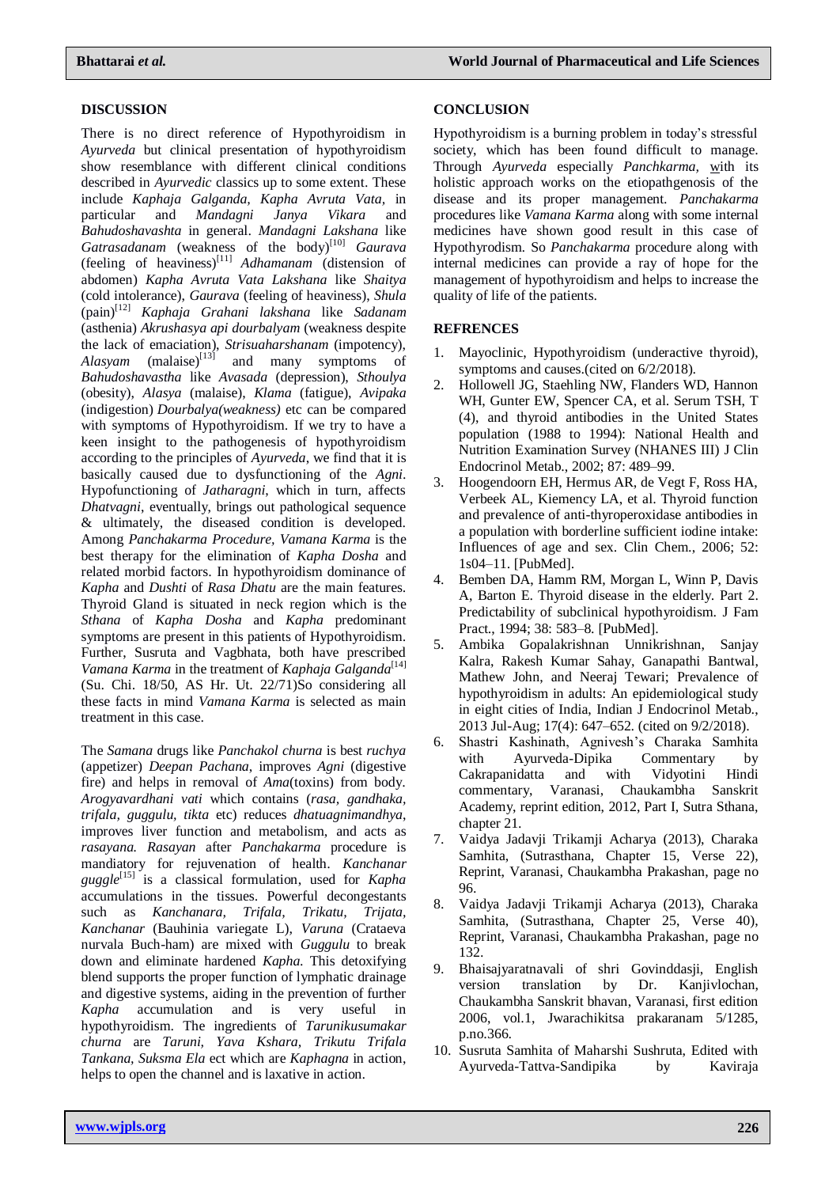## DISCUSSION

There is no direct reference of Hypothyroidism in *Ayurveda* but clinical presentation of hypothyroidism show resemblance with different clinical conditions described in *Ayurvedic* classics up to some extent. These include *Kaphaja Galganda, Kapha Avruta Vata,* in particular and *Mandagni Janya Vikara* and *Bahudoshavashta* in general. *Mandagni Lakshana* like *Gatrasadanam* (weakness of the body)[10] *Gaurava* (feeling of heaviness)[11] *Adhamanam* (distension of abdomen) *Kapha Avruta Vata Lakshana* like *Shaitya* (cold intolerance), *Gaurava* (feeling of heaviness), *Shula* (pain)[12] *Kaphaja Grahani lakshana* like *Sadanam* (asthenia) *Akrushasya api dourbalyam* (weakness despite the lack of emaciation), *Strisuaharshanam* (impotency), *Alasyam* (malaise)[13] and many symptoms of *Bahudoshavastha* like *Avasada* (depression), *Sthoulya* (obesity), *Alasya* (malaise), *Klama* (fatigue), *Avipaka* (indigestion) *Dourbalya(weakness)* etc can be compared with symptoms of Hypothyroidism. If we try to have a keen insight to the pathogenesis of hypothyroidism according to the principles of *Ayurveda*, we find that it is basically caused due to dysfunctioning of the *Agni*. Hypofunctioning of *Jatharagni*, which in turn, affects *Dhatvagni*, eventually, brings out pathological sequence & ultimately, the diseased condition is developed. Among *Panchakarma Procedure*, *Vamana Karma* is the best therapy for the elimination of *Kapha Dosha* and related morbid factors. In hypothyroidism dominance of *Kapha* and *Dushti* of *Rasa Dhatu* are the main features. Thyroid Gland is situated in neck region which is the *Sthana* of *Kapha Dosha* and *Kapha* predominant symptoms are present in this patients of Hypothyroidism. Further, Susruta and Vagbhata, both have prescribed *Vamana Karma* in the treatment of *Kaphaja Galganda*[14] (Su. Chi. 18/50, AS Hr. Ut. 22/71)So considering all these facts in mind *Vamana Karma* is selected as main treatment in this case.

The *Samana* drugs like *Panchakol churna* is best *ruchya* (appetizer) *Deepan Pachana*, improves *Agni* (digestive fire) and helps in removal of *Ama*(toxins) from body. *Arogyavardhani vati* which contains (*rasa, gandhaka, trifala, guggulu, tikta* etc) reduces *dhatuagnimandhya*, improves liver function and metabolism, and acts as *rasayana. Rasayan* after *Panchakarma* procedure is mandiatory for rejuvenation of health. *Kanchanar guggle*[15] is a classical formulation, used for *Kapha* accumulations in the tissues. Powerful decongestants such as *Kanchanara, Trifala, Trikatu, Trijata, Kanchanar* (Bauhinia variegate L), *Varuna* (Crataeva nurvala Buch-ham) are mixed with *Guggulu* to break down and eliminate hardened *Kapha.* This detoxifying blend supports the proper function of lymphatic drainage and digestive systems, aiding in the prevention of further *Kapha* accumulation and is very useful in hypothyroidism. The ingredients of *Tarunikusumakar churna* are *Taruni, Yava Kshara, Trikutu Trifala Tankana, Suksma Ela* ect which are *Kaphagna* in action, helps to open the channel and is laxative in action.

## CONCLUSION

Hypothyroidism is a burning problem in today's stressful society, which has been found difficult to manage. Through *Ayurveda* especially *Panchkarma,* with its holistic approach works on the etiopathgenosis of the disease and its proper management. *Panchakarma* procedures like *Vamana Karma* along with some internal medicines have shown good result in this case of Hypothyrodism. So *Panchakarma* procedure along with internal medicines can provide a ray of hope for the management of hypothyroidism and helps to increase the quality of life of the patients.

## REFRENCES

1. Mayoclinic, Hypothyroidism (underactive thyroid), symptoms and causes.(cited on 6/2/2018).
2. Hollowell JG, Staehling NW, Flanders WD, Hannon WH, Gunter EW, Spencer CA, et al. Serum TSH, T (4), and thyroid antibodies in the United States population (1988 to 1994): National Health and Nutrition Examination Survey (NHANES III) J Clin Endocrinol Metab., 2002; 87: 489–99.
3. Hoogendoorn EH, Hermus AR, de Vegt F, Ross HA, Verbeek AL, Kiemency LA, et al. Thyroid function and prevalence of anti-thyroperoxidase antibodies in a population with borderline sufficient iodine intake: Influences of age and sex. Clin Chem., 2006; 52: 1s04–11. [PubMed].
4. Bemben DA, Hamm RM, Morgan L, Winn P, Davis A, Barton E. Thyroid disease in the elderly. Part 2. Predictability of subclinical hypothyroidism. J Fam Pract., 1994; 38: 583–8. [PubMed].
5. Ambika Gopalakrishnan Unnikrishnan, Sanjay Kalra, Rakesh Kumar Sahay, Ganapathi Bantwal, Mathew John, and Neeraj Tewari; Prevalence of hypothyroidism in adults: An epidemiological study in eight cities of India, Indian J Endocrinol Metab., 2013 Jul-Aug; 17(4): 647–652. (cited on 9/2/2018).
6. Shastri Kashinath, Agnivesh's Charaka Samhita with Ayurveda-Dipika Commentary by Cakrapanidatta and with Vidyotini Hindi commentary, Varanasi, Chaukambha Sanskrit Academy, reprint edition, 2012, Part I, Sutra Sthana, chapter 21.
7. Vaidya Jadavji Trikamji Acharya (2013), Charaka Samhita, (Sutrasthana, Chapter 15, Verse 22), Reprint, Varanasi, Chaukambha Prakashan, page no 96.
8. Vaidya Jadavji Trikamji Acharya (2013), Charaka Samhita, (Sutrasthana, Chapter 25, Verse 40), Reprint, Varanasi, Chaukambha Prakashan, page no 132.
9. Bhaisajyaratnavali of shri Govinddasji, English version translation by Dr. Kanjivlochan, Chaukambha Sanskrit bhavan, Varanasi, first edition 2006, vol.1, Jwarachikitsa prakaranam 5/1285, p.no.366.
10. Susruta Samhita of Maharshi Sushruta, Edited with Ayurveda-Tattva-Sandipika by Kaviraja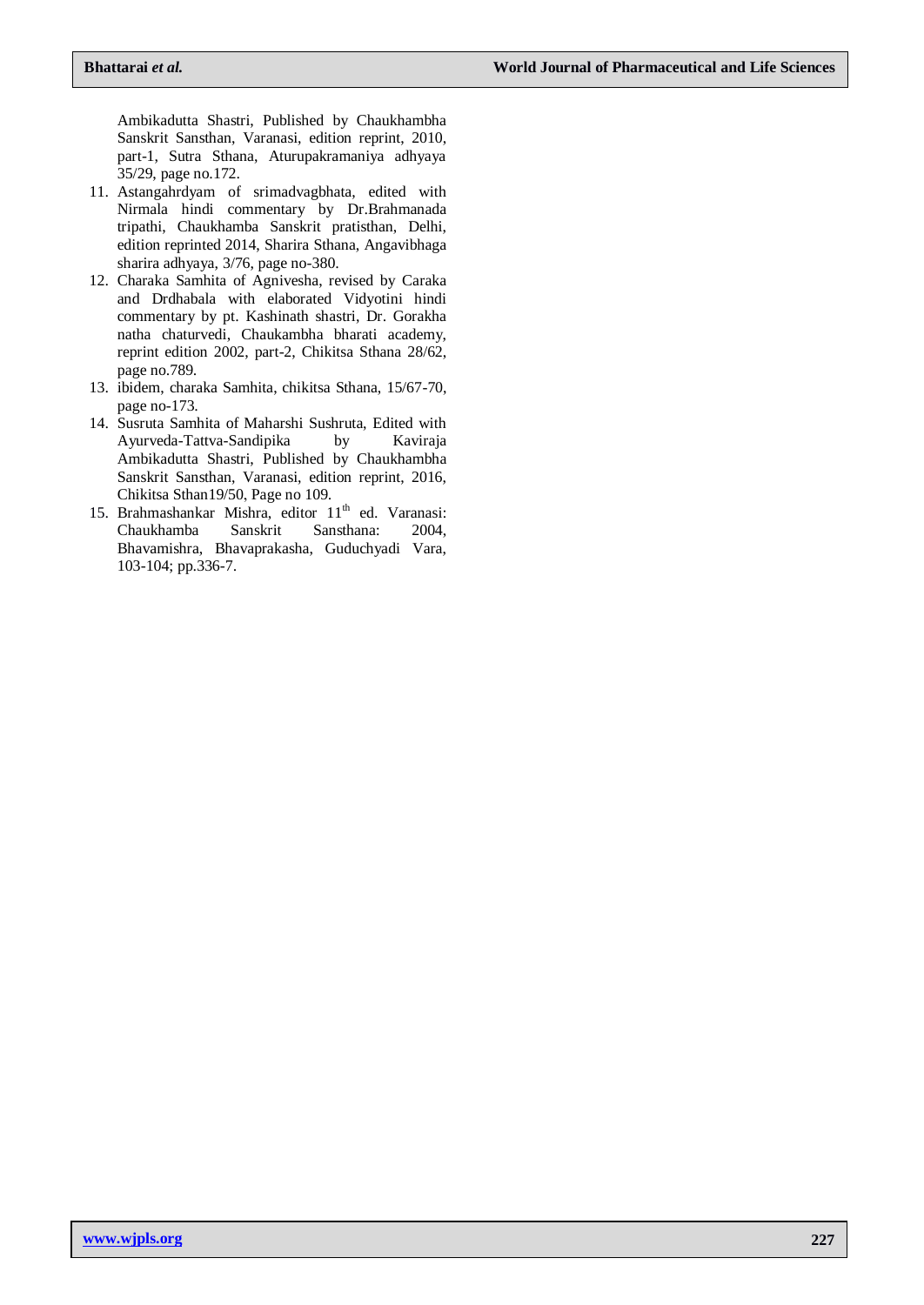Ambikadutta Shastri, Published by Chaukhambha Sanskrit Sansthan, Varanasi, edition reprint, 2010, part-1, Sutra Sthana, Aturupakramaniya adhyaya 35/29, page no.172.

11. Astangahrdyam of srimadvagbhata, edited with Nirmala hindi commentary by Dr.Brahmanada tripathi, Chaukhamba Sanskrit pratisthan, Delhi, edition reprinted 2014, Sharira Sthana, Angavibhaga sharira adhyaya, 3/76, page no-380.
12. Charaka Samhita of Agnivesha, revised by Caraka and Drdhabala with elaborated Vidyotini hindi commentary by pt. Kashinath shastri, Dr. Gorakha natha chaturvedi, Chaukambha bharati academy, reprint edition 2002, part-2, Chikitsa Sthana 28/62, page no.789.
13. ibidem, charaka Samhita, chikitsa Sthana, 15/67-70, page no-173.
14. Susruta Samhita of Maharshi Sushruta, Edited with Ayurveda-Tattva-Sandipika by Kaviraja Ambikadutta Shastri, Published by Chaukhambha Sanskrit Sansthan, Varanasi, edition reprint, 2016, Chikitsa Sthan19/50, Page no 109.
15. Brahmashankar Mishra, editor 11th ed. Varanasi: Chaukhamba Sanskrit Sansthana: 2004, Bhavamishra, Bhavaprakasha, Guduchyadi Vara, 103-104; pp.336-7.